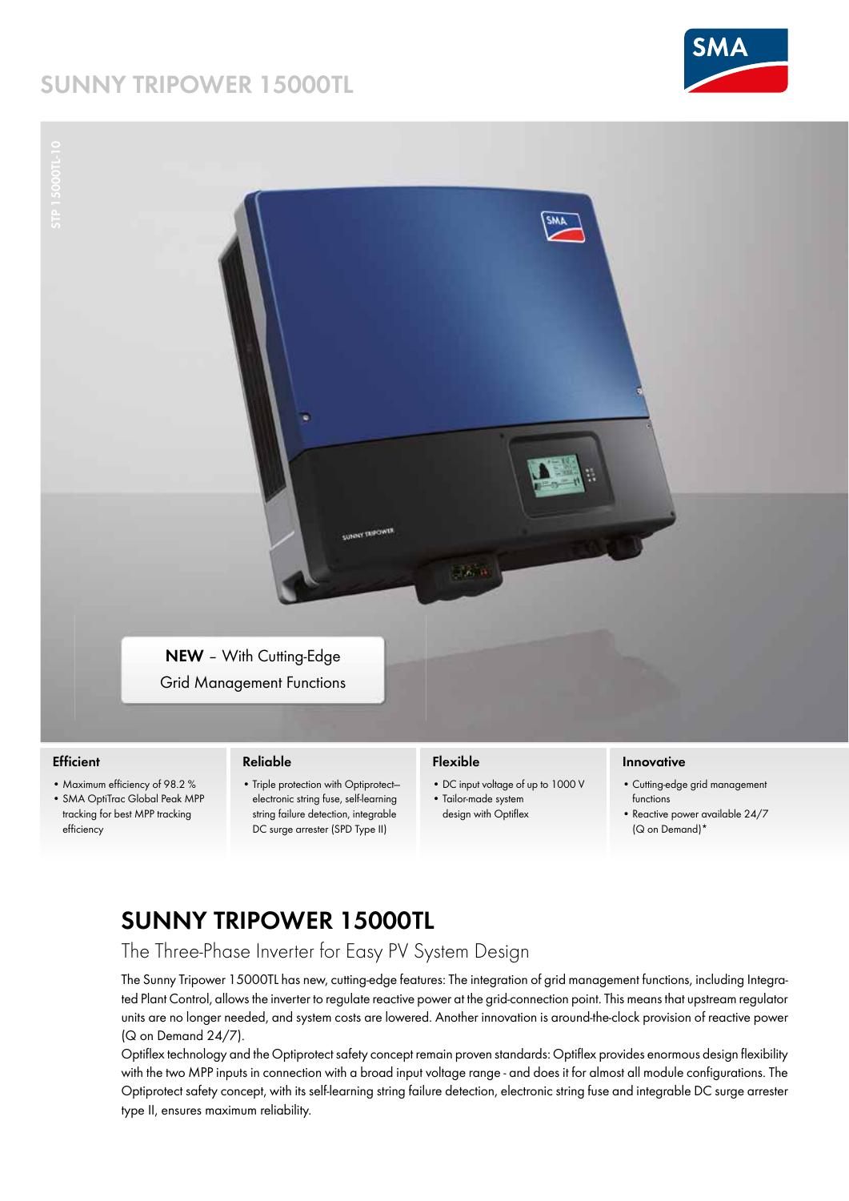# SUNNY TRIPOWER 15000TL

STP 15000TL-10

**NEW** – With Cutting-Edge Grid Management Functions

### Efficient

- Maximum efficiency of 98.2 %
- SMA OptiTrac Global Peak MPP tracking for best MPP tracking efficiency

### Reliable

- Triple protection with Optiprotect– electronic string fuse, self-learning string failure detection, integrable DC surge arrester (SPD Type II)

### Flexible

- DC input voltage of up to 1000 V
- Tailor-made system design with Optiflex

### Innovative

- Cutting-edge grid management functions
- Reactive power available 24/7 (Q on Demand)*

## SUNNY TRIPOWER 15000TL

### The Three-Phase Inverter for Easy PV System Design

The Sunny Tripower 15000TL has new, cutting-edge features: The integration of grid management functions, including Integrated Plant Control, allows the inverter to regulate reactive power at the grid-connection point. This means that upstream regulator units are no longer needed, and system costs are lowered. Another innovation is around-the-clock provision of reactive power (Q on Demand 24/7).

Optiflex technology and the Optiprotect safety concept remain proven standards: Optiflex provides enormous design flexibility with the two MPP inputs in connection with a broad input voltage range - and does it for almost all module configurations. The Optiprotect safety concept, with its self-learning string failure detection, electronic string fuse and integrable DC surge arrester type II, ensures maximum reliability.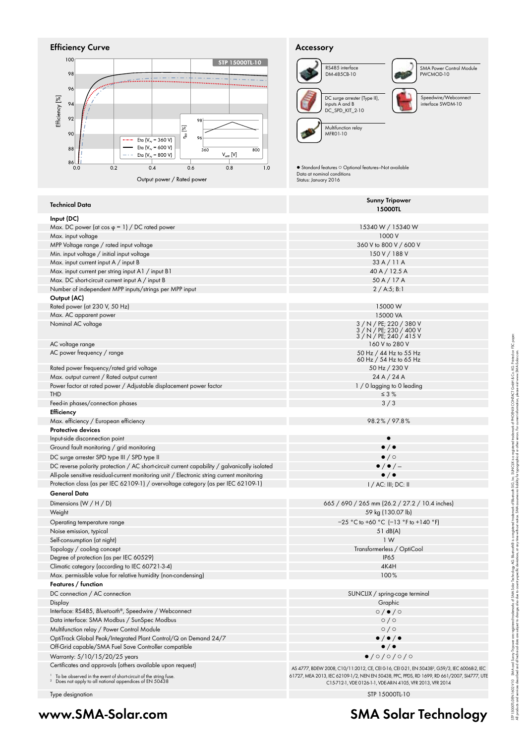## Efficiency Curve

STP 15000TL-10

100
98
96
94
92
90
88
86

Efficiency [%]

0.0 0.2 0.4 0.6 0.8 1.0

Output power / Rated power

Eta ($V_{PV}$ = 360 V)
Eta ($V_{PV}$ = 600 V)
Eta ($V_{PV}$ = 800 V)

$\eta_{EU}$ [%]
98
96
360 800
$V_{MPP}$ [V]

## Accessory

RS485 interface
DM-485CB-10

SMA Power Control Module
PWCMOD-10

DC surge arrester (Type II), inputs A and B
DC_SPD_KIT_2-10

Speedwire/Webconnect interface SWDM-10

Multifunction relay
MFR01-10

● Standard features ○ Optional features – Not available
Data at nominal conditions
Status: January 2016

| Technical Data | Sunny Tripower 15000TL |
|---|---|
| **Input (DC)** | |
| Max. DC power (at cos φ = 1) / DC rated power | 15340 W / 15340 W |
| Max. input voltage | 1000 V |
| MPP Voltage range / rated input voltage | 360 V to 800 V / 600 V |
| Min. input voltage / initial input voltage | 150 V / 188 V |
| Max. input current input A / input B | 33 A / 11 A |
| Max. input current per string input A1 / input B1 | 40 A / 12.5 A |
| Max. DC short-circuit current input A / input B | 50 A / 17 A |
| Number of independent MPP inputs/strings per MPP input | 2 / A:5; B:1 |
| **Output (AC)** | |
| Rated power (at 230 V, 50 Hz) | 15000 W |
| Max. AC apparent power | 15000 VA |
| Nominal AC voltage | 3 / N / PE; 220 / 380 V<br>3 / N / PE; 230 / 400 V<br>3 / N / PE; 240 / 415 V |
| AC voltage range | 160 V to 280 V |
| AC power frequency / range | 50 Hz / 44 Hz to 55 Hz<br>60 Hz / 54 Hz to 65 Hz |
| Rated power frequency/rated grid voltage | 50 Hz / 230 V |
| Max. output current / Rated output current | 24 A / 24 A |
| Power factor at rated power / Adjustable displacement power factor | 1 / 0 lagging to 0 leading |
| THD | ≤ 3 % |
| Feed-in phases/connection phases | 3 / 3 |
| **Efficiency** | |
| Max. efficiency / European efficiency | 98.2 % / 97.8 % |
| **Protective devices** | |
| Input-side disconnection point | ● |
| Ground fault monitoring / grid monitoring | ● / ● |
| DC surge arrester SPD type III / SPD type II | ● / ○ |
| DC reverse polarity protection / AC short-circuit current capability / galvanically isolated | ● / ● / – |
| All-pole sensitive residual-current monitoring unit / Electronic string current monitoring | ● / ● |
| Protection class (as per IEC 62109-1) / overvoltage category (as per IEC 62109-1) | I / AC: III; DC: II |
| **General Data** | |
| Dimensions (W / H / D) | 665 / 690 / 265 mm (26.2 / 27.2 / 10.4 inches) |
| Weight | 59 kg (130.07 lb) |
| Operating temperature range | −25 °C to +60 °C (−13 °F to +140 °F) |
| Noise emission, typical | 51 dB(A) |
| Self-consumption (at night) | 1 W |
| Topology / cooling concept | Transformerless / OptiCool |
| Degree of protection (as per IEC 60529) | IP65 |
| Climatic category (according to IEC 60721-3-4) | 4K4H |
| Max. permissible value for relative humidity (non-condensing) | 100 % |
| **Features / function** | |
| DC connection / AC connection | SUNCLIX / spring-cage terminal |
| Display | Graphic |
| Interface: RS485, *Bluetooth*®, Speedwire / Webconnect | ○ / ● / ○ |
| Data interface: SMA Modbus / SunSpec Modbus | ○ / ○ |
| Multifunction relay / Power Control Module | ○ / ○ |
| OptiTrack Global Peak/Integrated Plant Control/Q on Demand 24/7 | ● / ● / ● |
| Off-Grid capable/SMA Fuel Save Controller compatible | ● / ● |
| Warranty: 5/10/15/20/25 years | ● / ○ / ○ / ○ / ○ |
| Certificates and approvals (others available upon request) | AS 4777, BDEW 2008, C10/11:2012, CE, CEI 0-16, CEI 0-21, EN 50438[2], G59/3, IEC 60068-2, IEC 61727, MEA 2013, IEC 62109-1/2, NEN EN 50438, PPC, PPDS, RD 1699, RD 661/2007, SI4777, UTE C15-712-1, VDE 0126-1-1, VDE-AR-N 4105, VFR 2013, VFR 2014 |
| Type designation | STP 15000TL-10 |

[1] To be observed in the event of short-circuit of the string fuse.
[2] Does not apply to all national appendices of EN 50438

**www.SMA-Solar.com** **SMA Solar Technology**

STP15000TL-DEN1602-V10 SMA and Sunny Tripower are registered trademarks of SMA Solar Technology AG. Bluetooth® is a registered trademark of Bluetooth SIG, Inc. SUNCLIX is a registered trademark of PHOENIX CONTACT GmbH & Co. KG. Printed on FSC paper. All products and services described and all technical data are subject to changes, also due to country-specific deviations, at any time without notice. SMA assumes no liability for typographical or other errors. For current information, please visit www.SMA-Solar.com.